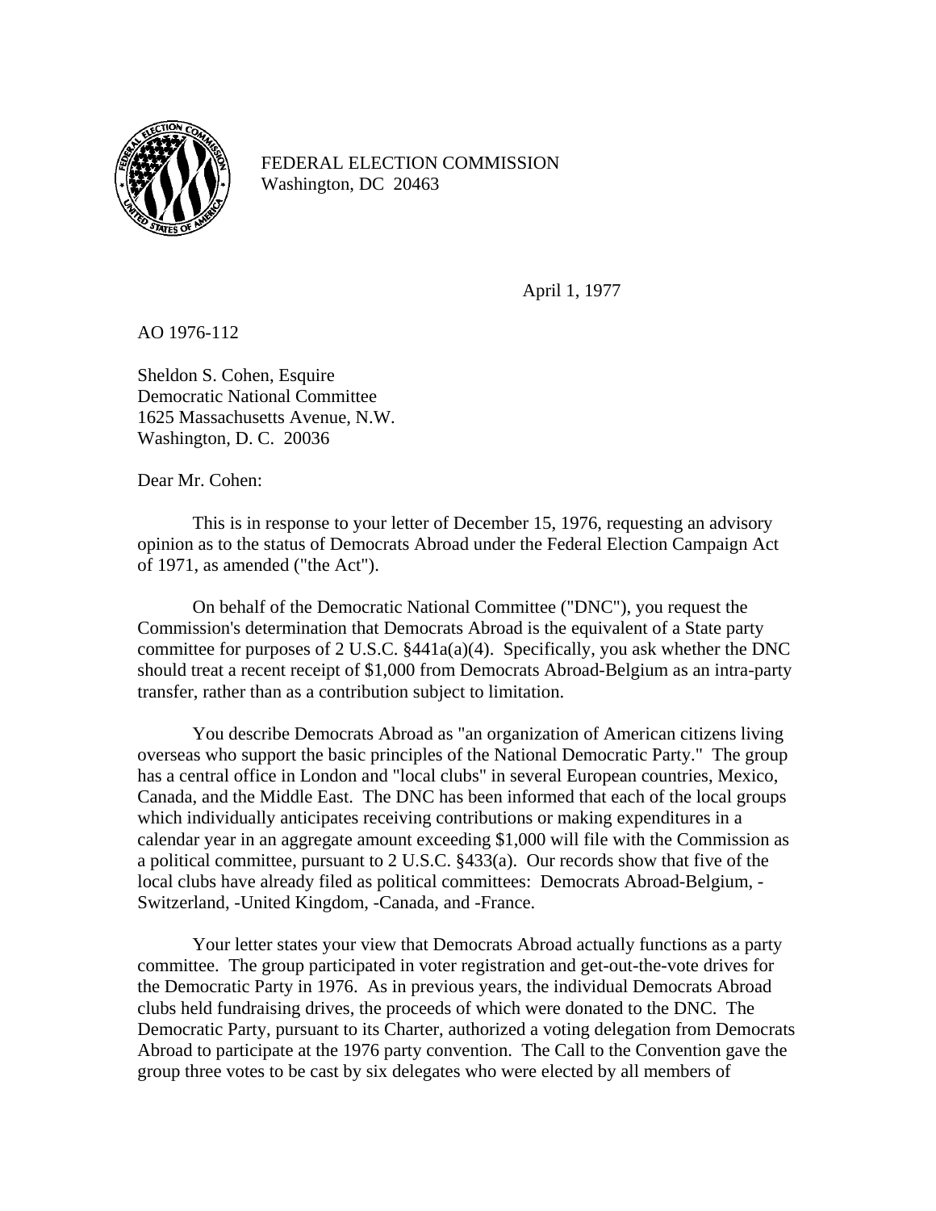FEDERAL ELECTION COMMISSION
Washington, DC 20463

April 1, 1977

AO 1976-112

Sheldon S. Cohen, Esquire
Democratic National Committee
1625 Massachusetts Avenue, N.W.
Washington, D. C. 20036

Dear Mr. Cohen:

This is in response to your letter of December 15, 1976, requesting an advisory opinion as to the status of Democrats Abroad under the Federal Election Campaign Act of 1971, as amended ("the Act").

On behalf of the Democratic National Committee ("DNC"), you request the Commission's determination that Democrats Abroad is the equivalent of a State party committee for purposes of 2 U.S.C. §441a(a)(4). Specifically, you ask whether the DNC should treat a recent receipt of $1,000 from Democrats Abroad-Belgium as an intra-party transfer, rather than as a contribution subject to limitation.

You describe Democrats Abroad as "an organization of American citizens living overseas who support the basic principles of the National Democratic Party." The group has a central office in London and "local clubs" in several European countries, Mexico, Canada, and the Middle East. The DNC has been informed that each of the local groups which individually anticipates receiving contributions or making expenditures in a calendar year in an aggregate amount exceeding $1,000 will file with the Commission as a political committee, pursuant to 2 U.S.C. §433(a). Our records show that five of the local clubs have already filed as political committees: Democrats Abroad-Belgium, -Switzerland, -United Kingdom, -Canada, and -France.

Your letter states your view that Democrats Abroad actually functions as a party committee. The group participated in voter registration and get-out-the-vote drives for the Democratic Party in 1976. As in previous years, the individual Democrats Abroad clubs held fundraising drives, the proceeds of which were donated to the DNC. The Democratic Party, pursuant to its Charter, authorized a voting delegation from Democrats Abroad to participate at the 1976 party convention. The Call to the Convention gave the group three votes to be cast by six delegates who were elected by all members of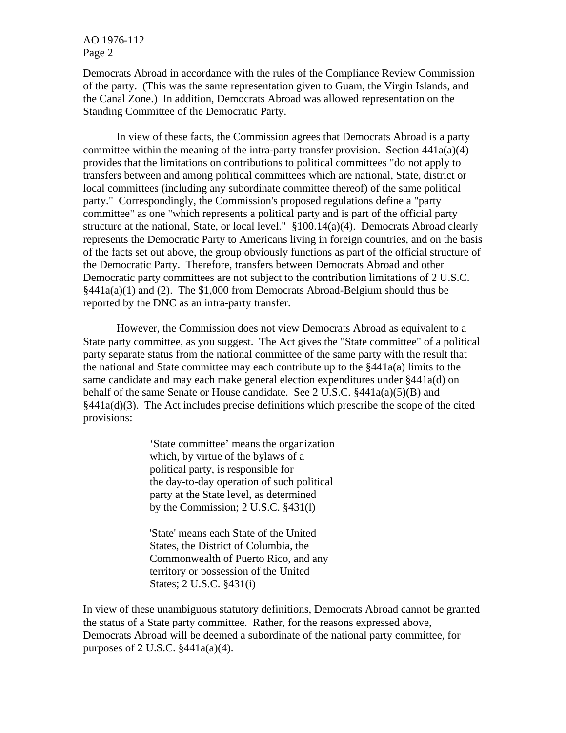Democrats Abroad in accordance with the rules of the Compliance Review Commission of the party. (This was the same representation given to Guam, the Virgin Islands, and the Canal Zone.) In addition, Democrats Abroad was allowed representation on the Standing Committee of the Democratic Party.

In view of these facts, the Commission agrees that Democrats Abroad is a party committee within the meaning of the intra-party transfer provision. Section 441a(a)(4) provides that the limitations on contributions to political committees "do not apply to transfers between and among political committees which are national, State, district or local committees (including any subordinate committee thereof) of the same political party." Correspondingly, the Commission's proposed regulations define a "party committee" as one "which represents a political party and is part of the official party structure at the national, State, or local level." §100.14(a)(4). Democrats Abroad clearly represents the Democratic Party to Americans living in foreign countries, and on the basis of the facts set out above, the group obviously functions as part of the official structure of the Democratic Party. Therefore, transfers between Democrats Abroad and other Democratic party committees are not subject to the contribution limitations of 2 U.S.C. §441a(a)(1) and (2). The $1,000 from Democrats Abroad-Belgium should thus be reported by the DNC as an intra-party transfer.

However, the Commission does not view Democrats Abroad as equivalent to a State party committee, as you suggest. The Act gives the "State committee" of a political party separate status from the national committee of the same party with the result that the national and State committee may each contribute up to the §441a(a) limits to the same candidate and may each make general election expenditures under §441a(d) on behalf of the same Senate or House candidate. See 2 U.S.C. §441a(a)(5)(B) and §441a(d)(3). The Act includes precise definitions which prescribe the scope of the cited provisions:

> 'State committee' means the organization which, by virtue of the bylaws of a political party, is responsible for the day-to-day operation of such political party at the State level, as determined by the Commission; 2 U.S.C. §431(l)
>
> 'State' means each State of the United States, the District of Columbia, the Commonwealth of Puerto Rico, and any territory or possession of the United States; 2 U.S.C. §431(i)

In view of these unambiguous statutory definitions, Democrats Abroad cannot be granted the status of a State party committee. Rather, for the reasons expressed above, Democrats Abroad will be deemed a subordinate of the national party committee, for purposes of 2 U.S.C. §441a(a)(4).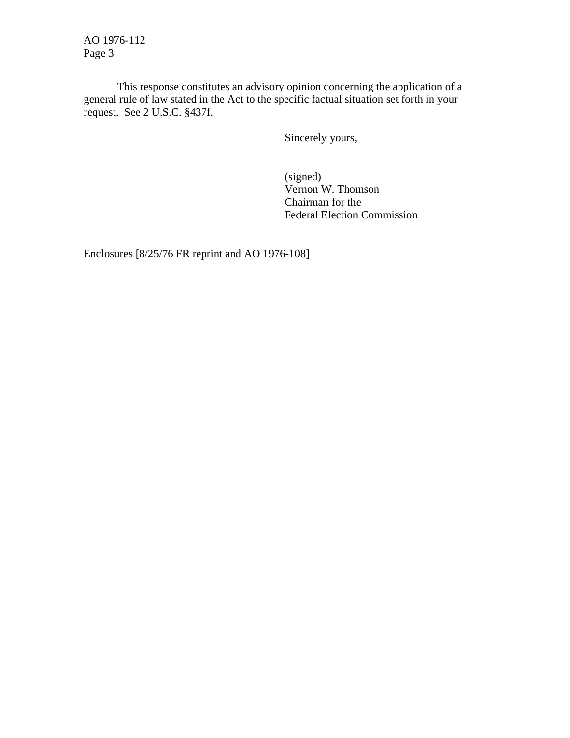This response constitutes an advisory opinion concerning the application of a general rule of law stated in the Act to the specific factual situation set forth in your request. See 2 U.S.C. §437f.

Sincerely yours,

(signed)
Vernon W. Thomson
Chairman for the
Federal Election Commission

Enclosures [8/25/76 FR reprint and AO 1976-108]